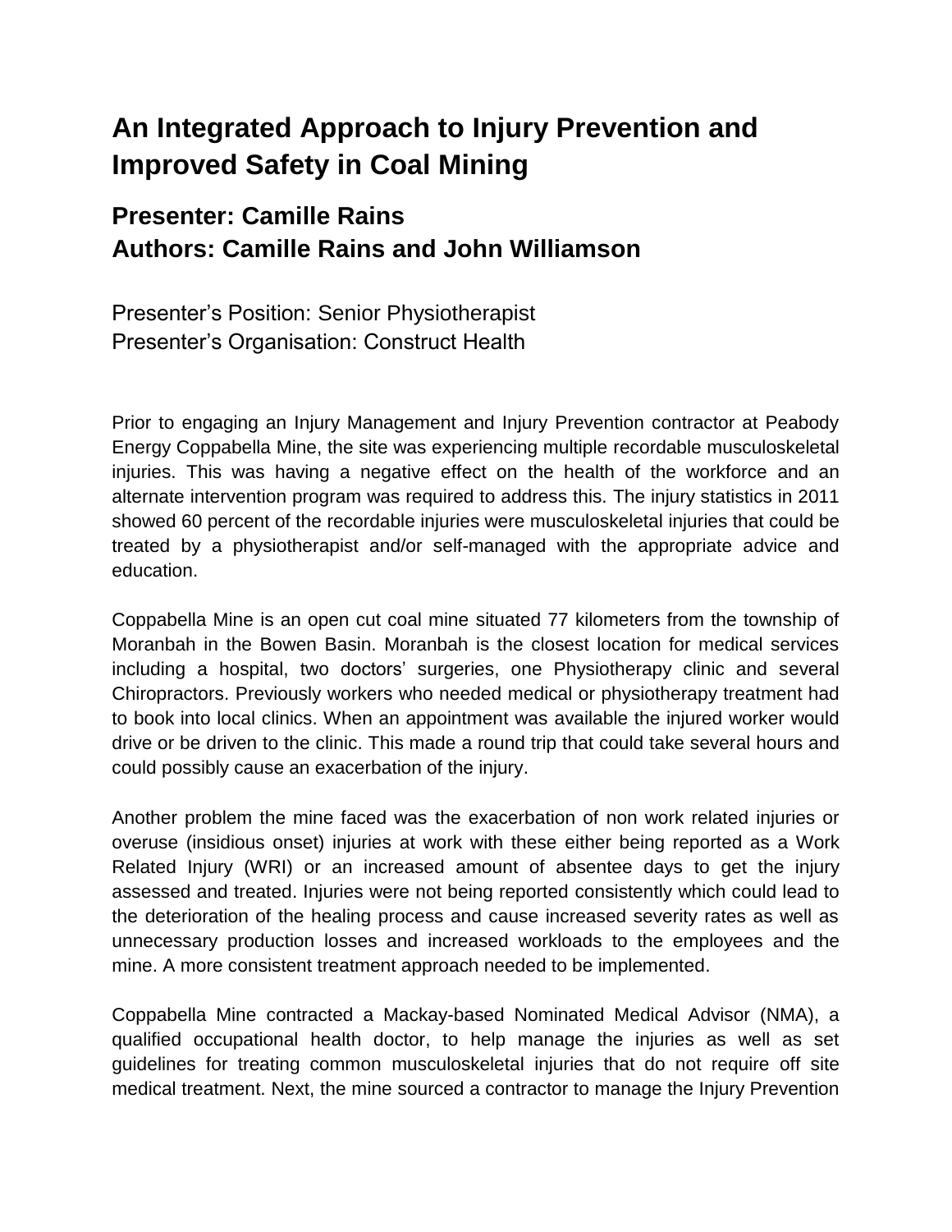# An Integrated Approach to Injury Prevention and Improved Safety in Coal Mining

## Presenter: Camille Rains
## Authors: Camille Rains and John Williamson

Presenter's Position: Senior Physiotherapist
Presenter's Organisation: Construct Health

Prior to engaging an Injury Management and Injury Prevention contractor at Peabody Energy Coppabella Mine, the site was experiencing multiple recordable musculoskeletal injuries. This was having a negative effect on the health of the workforce and an alternate intervention program was required to address this. The injury statistics in 2011 showed 60 percent of the recordable injuries were musculoskeletal injuries that could be treated by a physiotherapist and/or self-managed with the appropriate advice and education.

Coppabella Mine is an open cut coal mine situated 77 kilometers from the township of Moranbah in the Bowen Basin. Moranbah is the closest location for medical services including a hospital, two doctors' surgeries, one Physiotherapy clinic and several Chiropractors. Previously workers who needed medical or physiotherapy treatment had to book into local clinics. When an appointment was available the injured worker would drive or be driven to the clinic. This made a round trip that could take several hours and could possibly cause an exacerbation of the injury.

Another problem the mine faced was the exacerbation of non work related injuries or overuse (insidious onset) injuries at work with these either being reported as a Work Related Injury (WRI) or an increased amount of absentee days to get the injury assessed and treated. Injuries were not being reported consistently which could lead to the deterioration of the healing process and cause increased severity rates as well as unnecessary production losses and increased workloads to the employees and the mine. A more consistent treatment approach needed to be implemented.

Coppabella Mine contracted a Mackay-based Nominated Medical Advisor (NMA), a qualified occupational health doctor, to help manage the injuries as well as set guidelines for treating common musculoskeletal injuries that do not require off site medical treatment. Next, the mine sourced a contractor to manage the Injury Prevention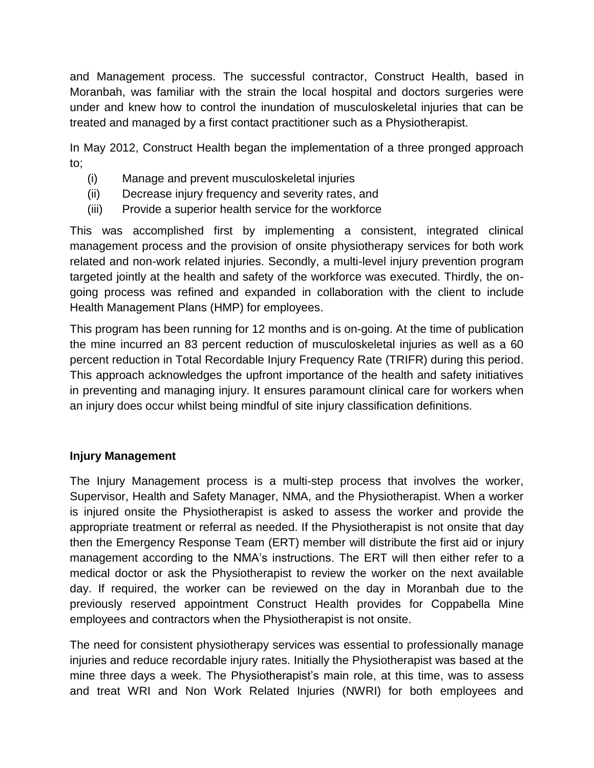and Management process. The successful contractor, Construct Health, based in Moranbah, was familiar with the strain the local hospital and doctors surgeries were under and knew how to control the inundation of musculoskeletal injuries that can be treated and managed by a first contact practitioner such as a Physiotherapist.

In May 2012, Construct Health began the implementation of a three pronged approach to;

(i) Manage and prevent musculoskeletal injuries
(ii) Decrease injury frequency and severity rates, and
(iii) Provide a superior health service for the workforce

This was accomplished first by implementing a consistent, integrated clinical management process and the provision of onsite physiotherapy services for both work related and non-work related injuries. Secondly, a multi-level injury prevention program targeted jointly at the health and safety of the workforce was executed. Thirdly, the on-going process was refined and expanded in collaboration with the client to include Health Management Plans (HMP) for employees.

This program has been running for 12 months and is on-going. At the time of publication the mine incurred an 83 percent reduction of musculoskeletal injuries as well as a 60 percent reduction in Total Recordable Injury Frequency Rate (TRIFR) during this period. This approach acknowledges the upfront importance of the health and safety initiatives in preventing and managing injury. It ensures paramount clinical care for workers when an injury does occur whilst being mindful of site injury classification definitions.

**Injury Management**

The Injury Management process is a multi-step process that involves the worker, Supervisor, Health and Safety Manager, NMA, and the Physiotherapist. When a worker is injured onsite the Physiotherapist is asked to assess the worker and provide the appropriate treatment or referral as needed. If the Physiotherapist is not onsite that day then the Emergency Response Team (ERT) member will distribute the first aid or injury management according to the NMA's instructions. The ERT will then either refer to a medical doctor or ask the Physiotherapist to review the worker on the next available day. If required, the worker can be reviewed on the day in Moranbah due to the previously reserved appointment Construct Health provides for Coppabella Mine employees and contractors when the Physiotherapist is not onsite.

The need for consistent physiotherapy services was essential to professionally manage injuries and reduce recordable injury rates. Initially the Physiotherapist was based at the mine three days a week. The Physiotherapist's main role, at this time, was to assess and treat WRI and Non Work Related Injuries (NWRI) for both employees and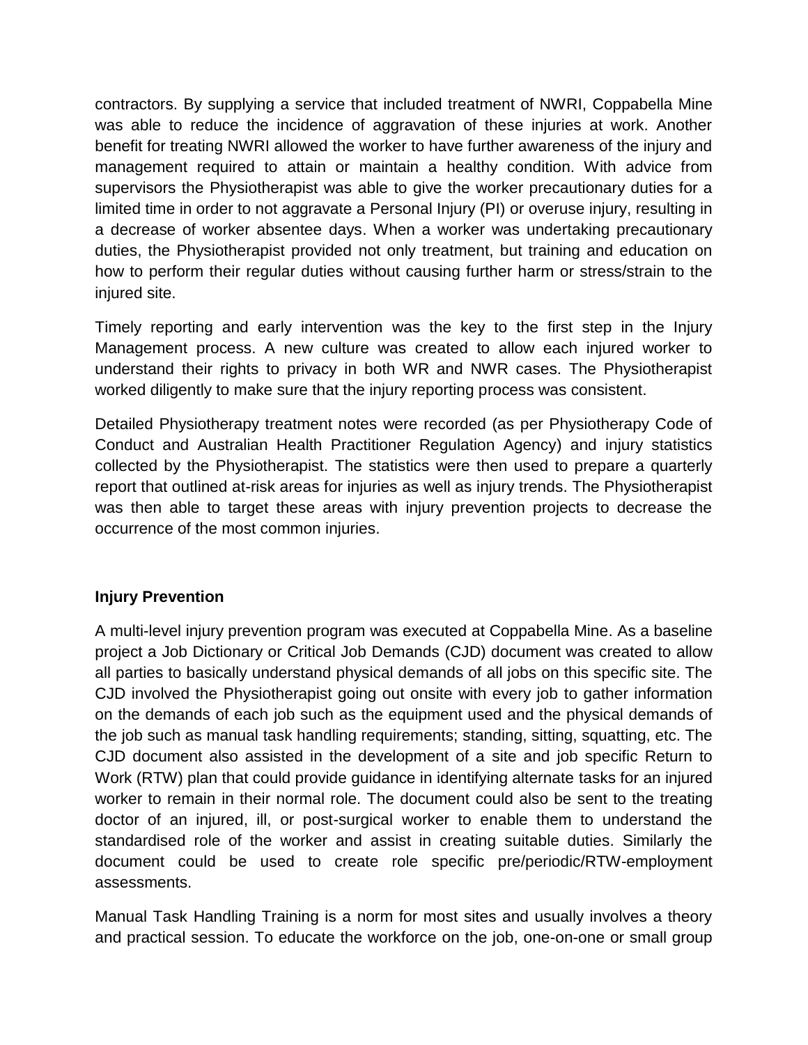contractors. By supplying a service that included treatment of NWRI, Coppabella Mine was able to reduce the incidence of aggravation of these injuries at work. Another benefit for treating NWRI allowed the worker to have further awareness of the injury and management required to attain or maintain a healthy condition. With advice from supervisors the Physiotherapist was able to give the worker precautionary duties for a limited time in order to not aggravate a Personal Injury (PI) or overuse injury, resulting in a decrease of worker absentee days. When a worker was undertaking precautionary duties, the Physiotherapist provided not only treatment, but training and education on how to perform their regular duties without causing further harm or stress/strain to the injured site.

Timely reporting and early intervention was the key to the first step in the Injury Management process. A new culture was created to allow each injured worker to understand their rights to privacy in both WR and NWR cases. The Physiotherapist worked diligently to make sure that the injury reporting process was consistent.

Detailed Physiotherapy treatment notes were recorded (as per Physiotherapy Code of Conduct and Australian Health Practitioner Regulation Agency) and injury statistics collected by the Physiotherapist. The statistics were then used to prepare a quarterly report that outlined at-risk areas for injuries as well as injury trends. The Physiotherapist was then able to target these areas with injury prevention projects to decrease the occurrence of the most common injuries.

**Injury Prevention**

A multi-level injury prevention program was executed at Coppabella Mine. As a baseline project a Job Dictionary or Critical Job Demands (CJD) document was created to allow all parties to basically understand physical demands of all jobs on this specific site. The CJD involved the Physiotherapist going out onsite with every job to gather information on the demands of each job such as the equipment used and the physical demands of the job such as manual task handling requirements; standing, sitting, squatting, etc. The CJD document also assisted in the development of a site and job specific Return to Work (RTW) plan that could provide guidance in identifying alternate tasks for an injured worker to remain in their normal role. The document could also be sent to the treating doctor of an injured, ill, or post-surgical worker to enable them to understand the standardised role of the worker and assist in creating suitable duties. Similarly the document could be used to create role specific pre/periodic/RTW-employment assessments.

Manual Task Handling Training is a norm for most sites and usually involves a theory and practical session. To educate the workforce on the job, one-on-one or small group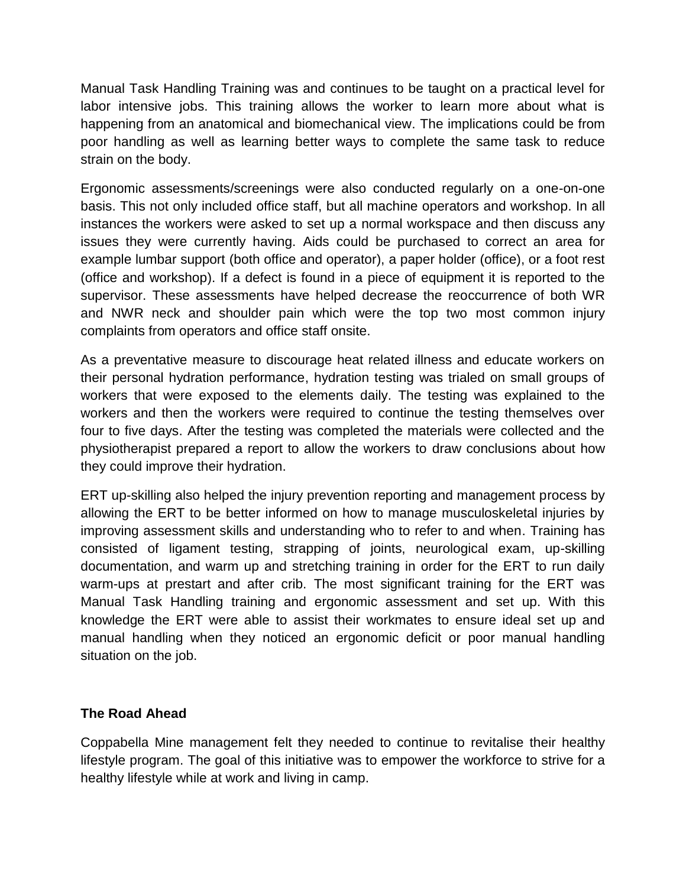Manual Task Handling Training was and continues to be taught on a practical level for labor intensive jobs. This training allows the worker to learn more about what is happening from an anatomical and biomechanical view. The implications could be from poor handling as well as learning better ways to complete the same task to reduce strain on the body.

Ergonomic assessments/screenings were also conducted regularly on a one-on-one basis. This not only included office staff, but all machine operators and workshop. In all instances the workers were asked to set up a normal workspace and then discuss any issues they were currently having. Aids could be purchased to correct an area for example lumbar support (both office and operator), a paper holder (office), or a foot rest (office and workshop). If a defect is found in a piece of equipment it is reported to the supervisor. These assessments have helped decrease the reoccurrence of both WR and NWR neck and shoulder pain which were the top two most common injury complaints from operators and office staff onsite.

As a preventative measure to discourage heat related illness and educate workers on their personal hydration performance, hydration testing was trialed on small groups of workers that were exposed to the elements daily. The testing was explained to the workers and then the workers were required to continue the testing themselves over four to five days. After the testing was completed the materials were collected and the physiotherapist prepared a report to allow the workers to draw conclusions about how they could improve their hydration.

ERT up-skilling also helped the injury prevention reporting and management process by allowing the ERT to be better informed on how to manage musculoskeletal injuries by improving assessment skills and understanding who to refer to and when. Training has consisted of ligament testing, strapping of joints, neurological exam, up-skilling documentation, and warm up and stretching training in order for the ERT to run daily warm-ups at prestart and after crib. The most significant training for the ERT was Manual Task Handling training and ergonomic assessment and set up. With this knowledge the ERT were able to assist their workmates to ensure ideal set up and manual handling when they noticed an ergonomic deficit or poor manual handling situation on the job.

**The Road Ahead**

Coppabella Mine management felt they needed to continue to revitalise their healthy lifestyle program. The goal of this initiative was to empower the workforce to strive for a healthy lifestyle while at work and living in camp.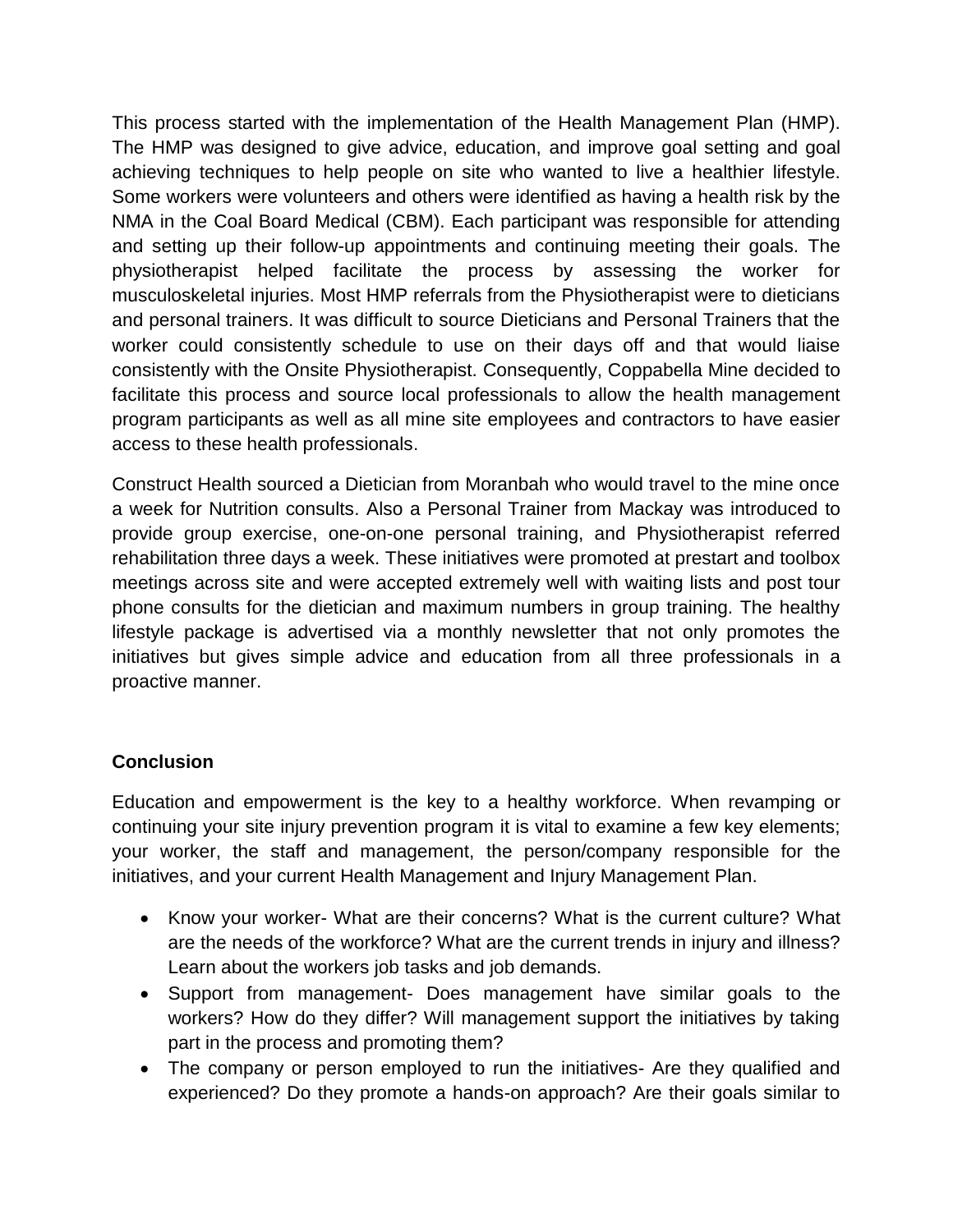This process started with the implementation of the Health Management Plan (HMP). The HMP was designed to give advice, education, and improve goal setting and goal achieving techniques to help people on site who wanted to live a healthier lifestyle. Some workers were volunteers and others were identified as having a health risk by the NMA in the Coal Board Medical (CBM). Each participant was responsible for attending and setting up their follow-up appointments and continuing meeting their goals. The physiotherapist helped facilitate the process by assessing the worker for musculoskeletal injuries. Most HMP referrals from the Physiotherapist were to dieticians and personal trainers. It was difficult to source Dieticians and Personal Trainers that the worker could consistently schedule to use on their days off and that would liaise consistently with the Onsite Physiotherapist. Consequently, Coppabella Mine decided to facilitate this process and source local professionals to allow the health management program participants as well as all mine site employees and contractors to have easier access to these health professionals.

Construct Health sourced a Dietician from Moranbah who would travel to the mine once a week for Nutrition consults. Also a Personal Trainer from Mackay was introduced to provide group exercise, one-on-one personal training, and Physiotherapist referred rehabilitation three days a week. These initiatives were promoted at prestart and toolbox meetings across site and were accepted extremely well with waiting lists and post tour phone consults for the dietician and maximum numbers in group training. The healthy lifestyle package is advertised via a monthly newsletter that not only promotes the initiatives but gives simple advice and education from all three professionals in a proactive manner.

**Conclusion**

Education and empowerment is the key to a healthy workforce. When revamping or continuing your site injury prevention program it is vital to examine a few key elements; your worker, the staff and management, the person/company responsible for the initiatives, and your current Health Management and Injury Management Plan.

- Know your worker- What are their concerns? What is the current culture? What are the needs of the workforce? What are the current trends in injury and illness? Learn about the workers job tasks and job demands.
- Support from management- Does management have similar goals to the workers? How do they differ? Will management support the initiatives by taking part in the process and promoting them?
- The company or person employed to run the initiatives- Are they qualified and experienced? Do they promote a hands-on approach? Are their goals similar to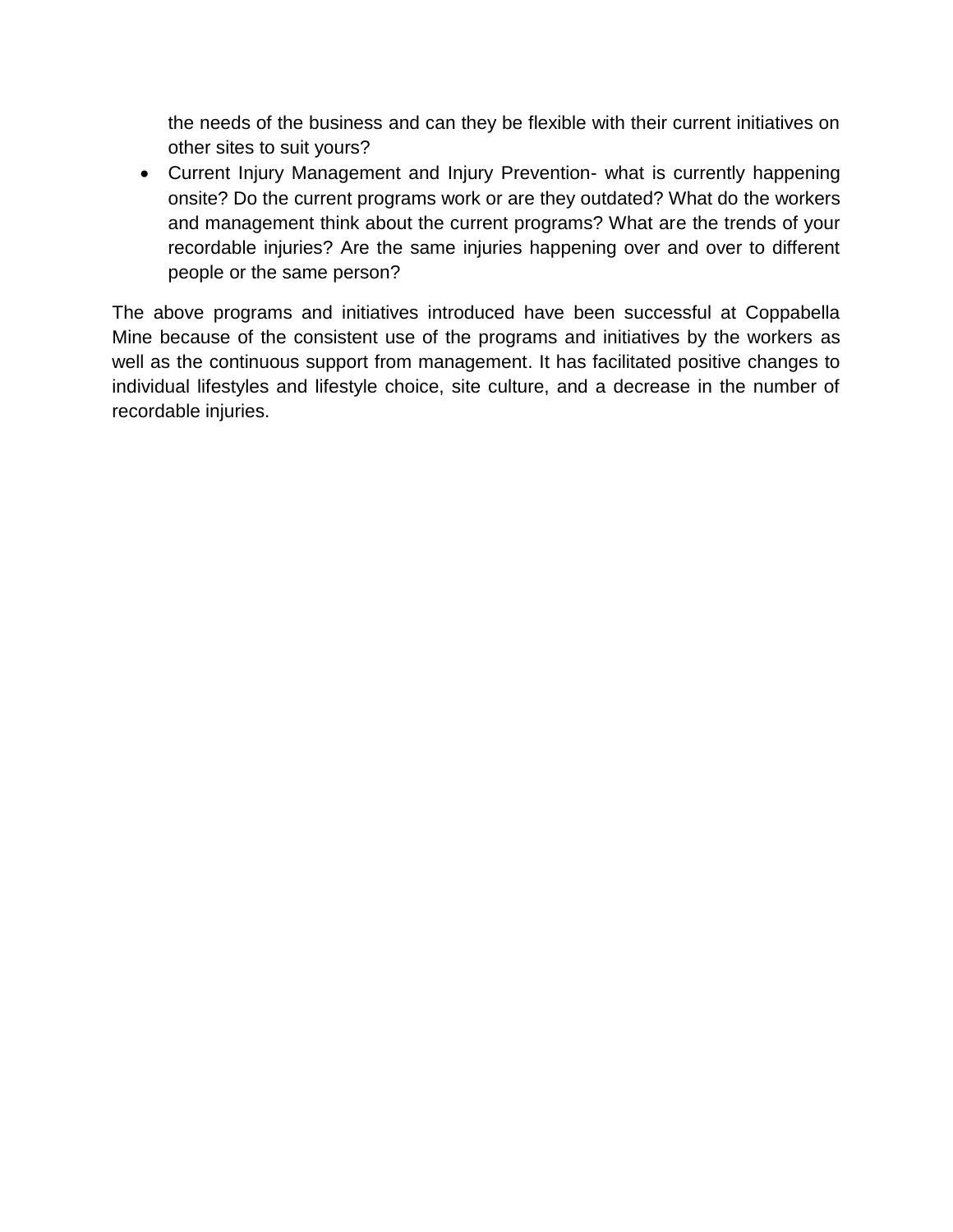the needs of the business and can they be flexible with their current initiatives on other sites to suit yours?

- Current Injury Management and Injury Prevention- what is currently happening onsite? Do the current programs work or are they outdated? What do the workers and management think about the current programs? What are the trends of your recordable injuries? Are the same injuries happening over and over to different people or the same person?

The above programs and initiatives introduced have been successful at Coppabella Mine because of the consistent use of the programs and initiatives by the workers as well as the continuous support from management. It has facilitated positive changes to individual lifestyles and lifestyle choice, site culture, and a decrease in the number of recordable injuries.